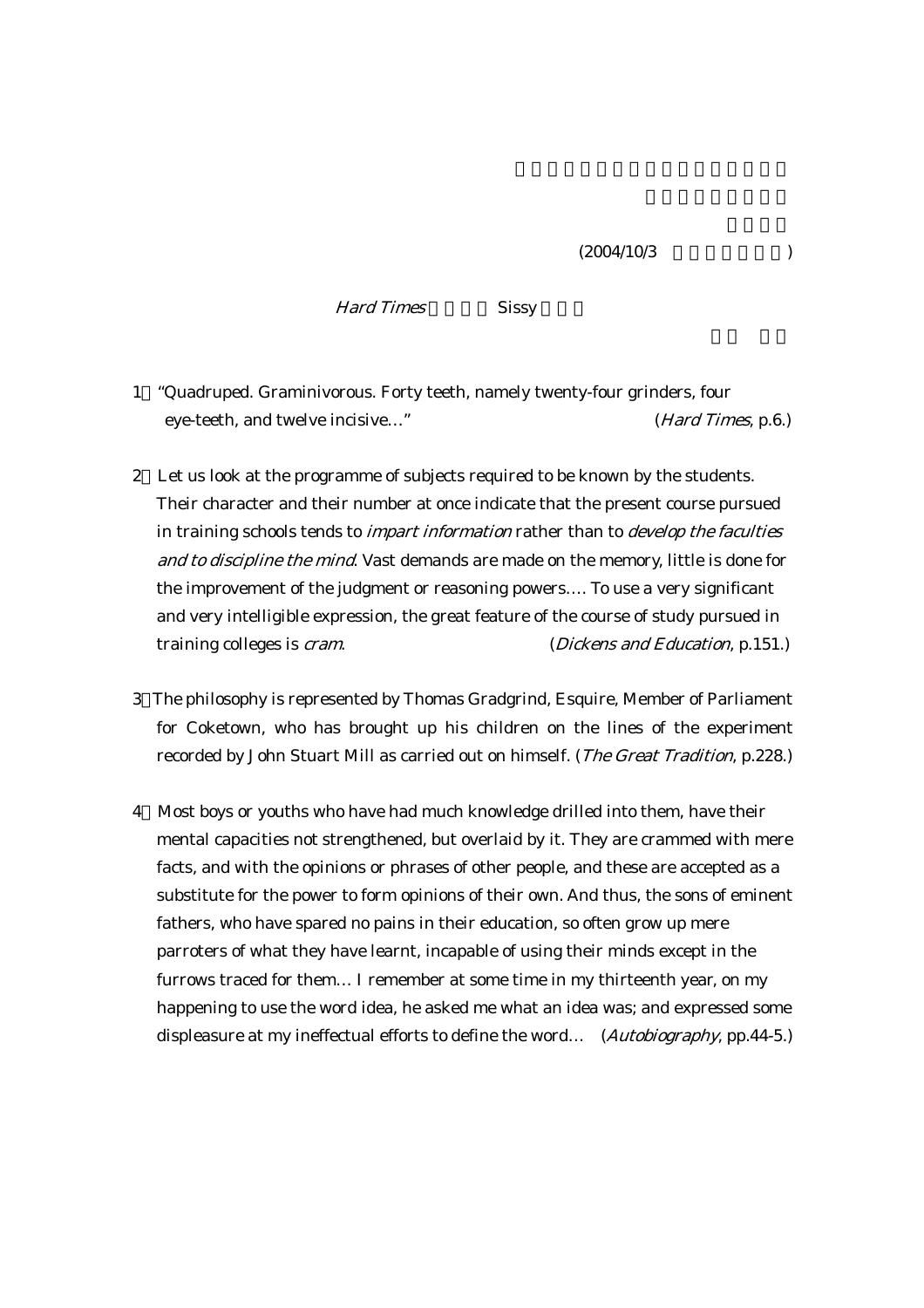(2004/10/3 )

*Hard Times* Sissy

1 "Quadruped. Graminivorous. Forty teeth, namely twenty-four grinders, four eye-teeth, and twelve incisive…" (*Hard Times*, p.6.)

2 Let us look at the programme of subjects required to be known by the students. Their character and their number at once indicate that the present course pursued in training schools tends to *impart information* rather than to *develop the faculties and to discipline the mind*. Vast demands are made on the memory, little is done for the improvement of the judgment or reasoning powers…. To use a very significant and very intelligible expression, the great feature of the course of study pursued in training colleges is *cram*. (*Dickens and Education*, p.151.)

3 The philosophy is represented by Thomas Gradgrind, Esquire, Member of Parliament for Coketown, who has brought up his children on the lines of the experiment recorded by John Stuart Mill as carried out on himself. (*The Great Tradition*, p.228.)

4 Most boys or youths who have had much knowledge drilled into them, have their mental capacities not strengthened, but overlaid by it. They are crammed with mere facts, and with the opinions or phrases of other people, and these are accepted as a substitute for the power to form opinions of their own. And thus, the sons of eminent fathers, who have spared no pains in their education, so often grow up mere parroters of what they have learnt, incapable of using their minds except in the furrows traced for them… I remember at some time in my thirteenth year, on my happening to use the word idea, he asked me what an idea was; and expressed some displeasure at my ineffectual efforts to define the word… (*Autobiography*, pp.44-5.)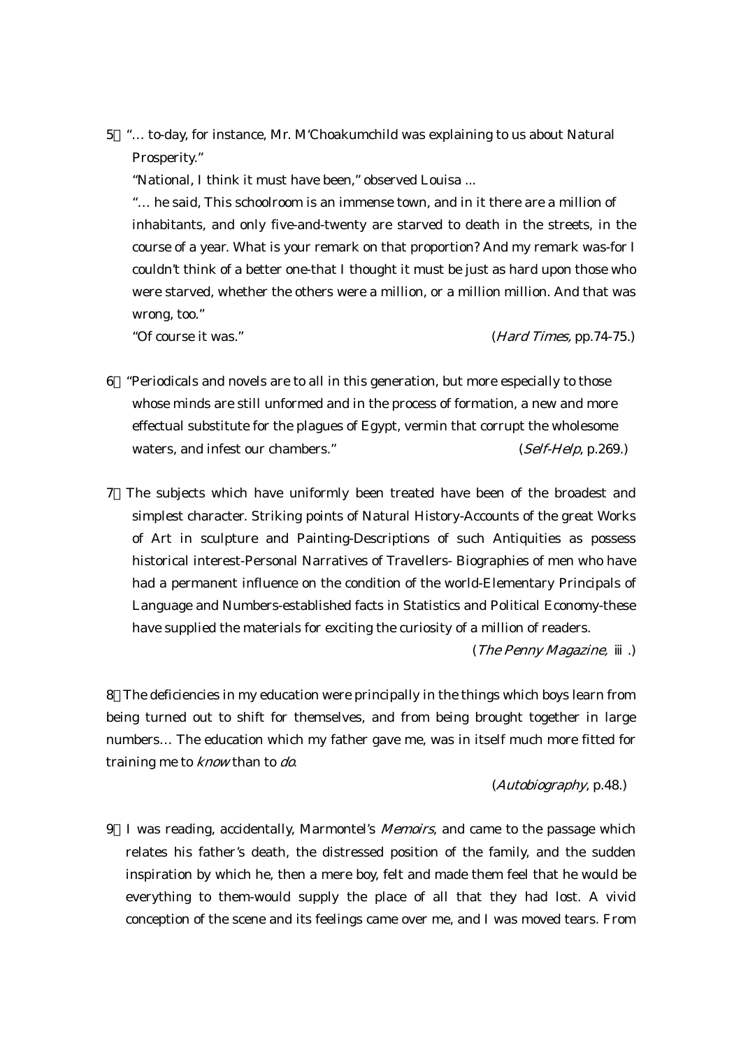5）"… to-day, for instance, Mr. M'Choakumchild was explaining to us about Natural Prosperity."

"National, I think it must have been," observed Louisa ...

"… he said, This schoolroom is an immense town, and in it there are a million of inhabitants, and only five-and-twenty are starved to death in the streets, in the course of a year. What is your remark on that proportion? And my remark was-for I couldn't think of a better one-that I thought it must be just as hard upon those who were starved, whether the others were a million, or a million million. And that was wrong, too."

"Of course it was." (*Hard Times,* pp.74-75.)

6）"Periodicals and novels are to all in this generation, but more especially to those whose minds are still unformed and in the process of formation, a new and more effectual substitute for the plagues of Egypt, vermin that corrupt the wholesome waters, and infest our chambers." (*Self-Help*, p.269.)

7）The subjects which have uniformly been treated have been of the broadest and simplest character. Striking points of Natural History-Accounts of the great Works of Art in sculpture and Painting-Descriptions of such Antiquities as possess historical interest-Personal Narratives of Travellers- Biographies of men who have had a permanent influence on the condition of the world-Elementary Principals of Language and Numbers-established facts in Statistics and Political Economy-these have supplied the materials for exciting the curiosity of a million of readers.

(*The Penny Magazine,* ⅲ.)

8）The deficiencies in my education were principally in the things which boys learn from being turned out to shift for themselves, and from being brought together in large numbers… The education which my father gave me, was in itself much more fitted for training me to *know* than to *do*.

(*Autobiography*, p.48.)

9）I was reading, accidentally, Marmontel's *Memoirs*, and came to the passage which relates his father's death, the distressed position of the family, and the sudden inspiration by which he, then a mere boy, felt and made them feel that he would be everything to them-would supply the place of all that they had lost. A vivid conception of the scene and its feelings came over me, and I was moved tears. From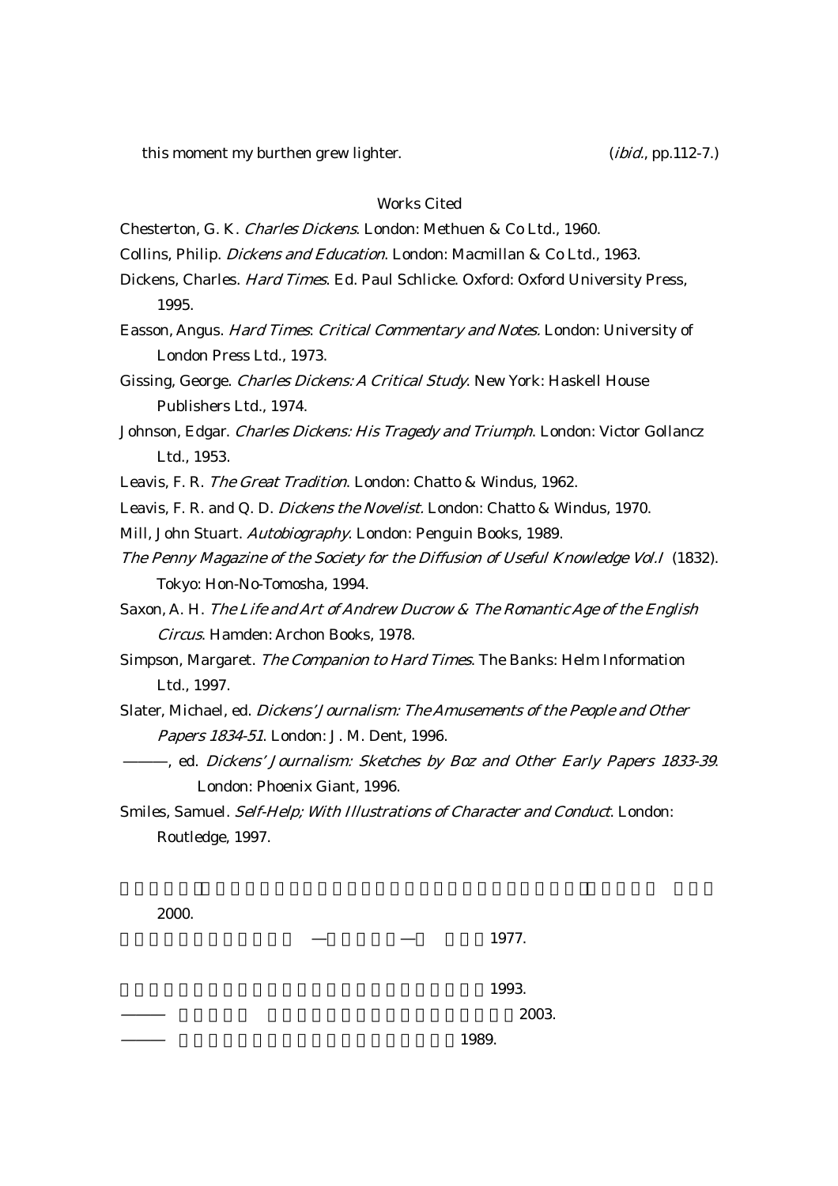this moment my burthen grew lighter. (*ibid.*, pp.112-7.)

## Works Cited

Chesterton, G. K. *Charles Dickens*. London: Methuen & Co Ltd., 1960.

Collins, Philip. *Dickens and Education*. London: Macmillan & Co Ltd., 1963.

Dickens, Charles. *Hard Times*. Ed. Paul Schlicke. Oxford: Oxford University Press, 1995.

Easson, Angus. *Hard Times*: *Critical Commentary and Notes.* London: University of London Press Ltd., 1973.

Gissing, George. *Charles Dickens: A Critical Study*. New York: Haskell House Publishers Ltd., 1974.

Johnson, Edgar. *Charles Dickens: His Tragedy and Triumph*. London: Victor Gollancz Ltd., 1953.

Leavis, F. R. *The Great Tradition*. London: Chatto & Windus, 1962.

Leavis, F. R. and Q. D. *Dickens the Novelist*. London: Chatto & Windus, 1970.

Mill, John Stuart. *Autobiography*. London: Penguin Books, 1989.

*The Penny Magazine of the Society for the Diffusion of Useful Knowledge Vol.I* (1832). Tokyo: Hon-No-Tomosha, 1994.

Saxon, A. H. *The Life and Art of Andrew Ducrow & The Romantic Age of the English Circus*. Hamden: Archon Books, 1978.

Simpson, Margaret. *The Companion to Hard Times*. The Banks: Helm Information Ltd., 1997.

Slater, Michael, ed. *Dickens' Journalism: The Amusements of the People and Other Papers 1834-51*. London: J. M. Dent, 1996.

———, ed. *Dickens' Journalism: Sketches by Boz and Other Early Papers 1833-39*. London: Phoenix Giant, 1996.

Smiles, Samuel. *Self-Help; With Illustrations of Character and Conduct*. London: Routledge, 1997.

2000.

—— —— 1977.

1993.

——— 2003.

——— 1989.